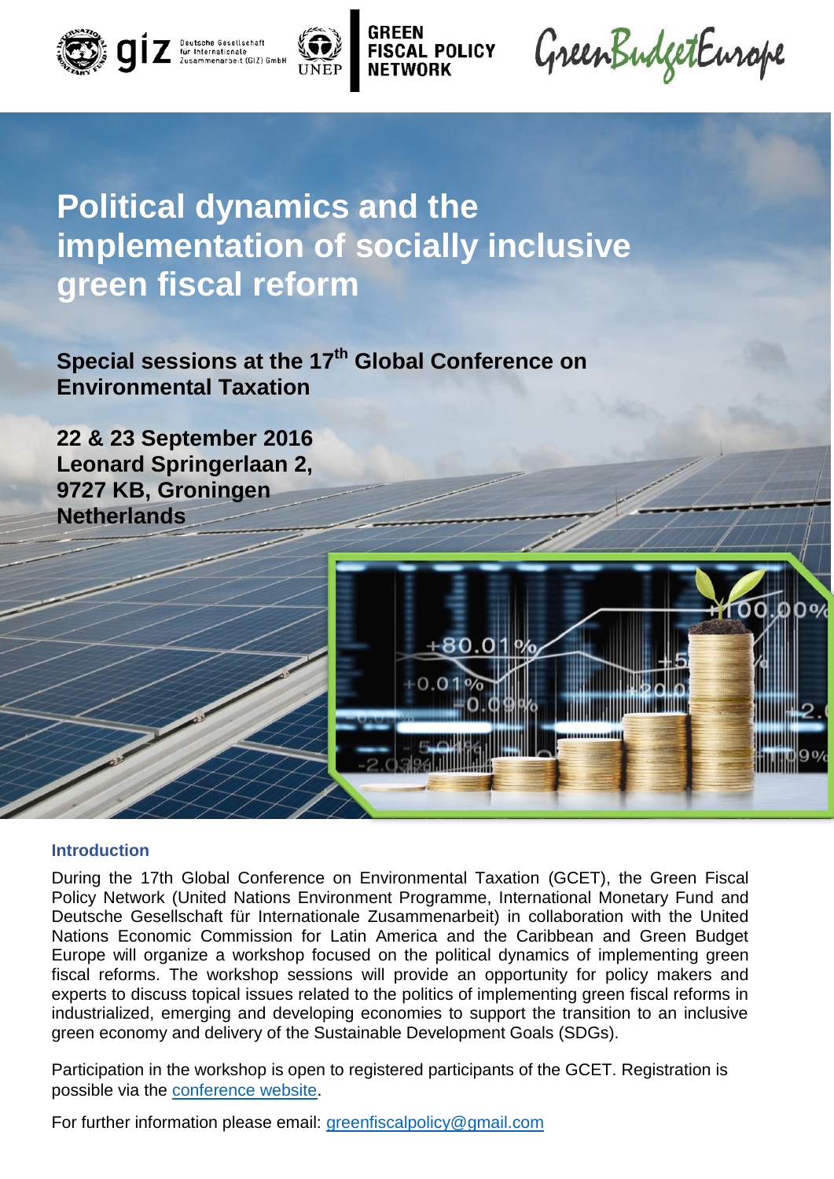# Political dynamics and the implementation of socially inclusive green fiscal reform

**Special sessions at the 17th Global Conference on Environmental Taxation**

**22 & 23 September 2016**
**Leonard Springerlaan 2,**
**9727 KB, Groningen**
**Netherlands**

## Introduction

During the 17th Global Conference on Environmental Taxation (GCET), the Green Fiscal Policy Network (United Nations Environment Programme, International Monetary Fund and Deutsche Gesellschaft für Internationale Zusammenarbeit) in collaboration with the United Nations Economic Commission for Latin America and the Caribbean and Green Budget Europe will organize a workshop focused on the political dynamics of implementing green fiscal reforms. The workshop sessions will provide an opportunity for policy makers and experts to discuss topical issues related to the politics of implementing green fiscal reforms in industrialized, emerging and developing economies to support the transition to an inclusive green economy and delivery of the Sustainable Development Goals (SDGs).

Participation in the workshop is open to registered participants of the GCET. Registration is possible via the conference website.

For further information please email: greenfiscalpolicy@gmail.com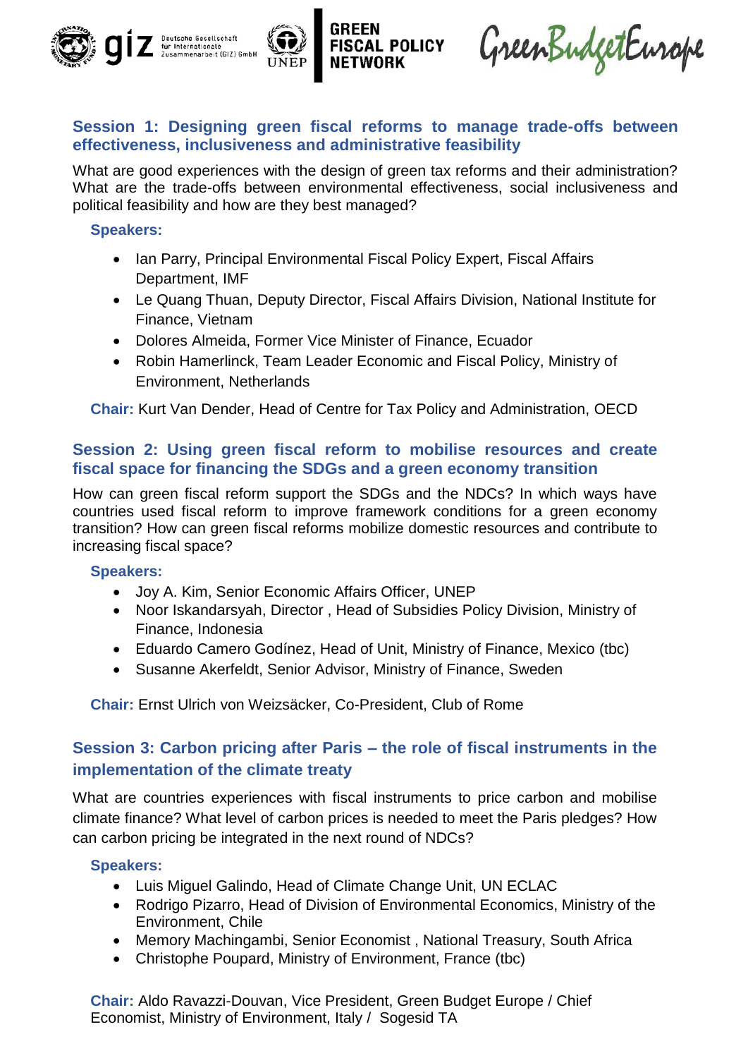## Session 1: Designing green fiscal reforms to manage trade-offs between effectiveness, inclusiveness and administrative feasibility

What are good experiences with the design of green tax reforms and their administration? What are the trade-offs between environmental effectiveness, social inclusiveness and political feasibility and how are they best managed?

**Speakers:**

- Ian Parry, Principal Environmental Fiscal Policy Expert, Fiscal Affairs Department, IMF
- Le Quang Thuan, Deputy Director, Fiscal Affairs Division, National Institute for Finance, Vietnam
- Dolores Almeida, Former Vice Minister of Finance, Ecuador
- Robin Hamerlinck, Team Leader Economic and Fiscal Policy, Ministry of Environment, Netherlands

**Chair:** Kurt Van Dender, Head of Centre for Tax Policy and Administration, OECD

## Session 2: Using green fiscal reform to mobilise resources and create fiscal space for financing the SDGs and a green economy transition

How can green fiscal reform support the SDGs and the NDCs? In which ways have countries used fiscal reform to improve framework conditions for a green economy transition? How can green fiscal reforms mobilize domestic resources and contribute to increasing fiscal space?

**Speakers:**

- Joy A. Kim, Senior Economic Affairs Officer, UNEP
- Noor Iskandarsyah, Director , Head of Subsidies Policy Division, Ministry of Finance, Indonesia
- Eduardo Camero Godínez, Head of Unit, Ministry of Finance, Mexico (tbc)
- Susanne Akerfeldt, Senior Advisor, Ministry of Finance, Sweden

**Chair:** Ernst Ulrich von Weizsäcker, Co-President, Club of Rome

## Session 3: Carbon pricing after Paris – the role of fiscal instruments in the implementation of the climate treaty

What are countries experiences with fiscal instruments to price carbon and mobilise climate finance? What level of carbon prices is needed to meet the Paris pledges? How can carbon pricing be integrated in the next round of NDCs?

**Speakers:**

- Luis Miguel Galindo, Head of Climate Change Unit, UN ECLAC
- Rodrigo Pizarro, Head of Division of Environmental Economics, Ministry of the Environment, Chile
- Memory Machingambi, Senior Economist , National Treasury, South Africa
- Christophe Poupard, Ministry of Environment, France (tbc)

**Chair:** Aldo Ravazzi-Douvan, Vice President, Green Budget Europe / Chief Economist, Ministry of Environment, Italy / Sogesid TA